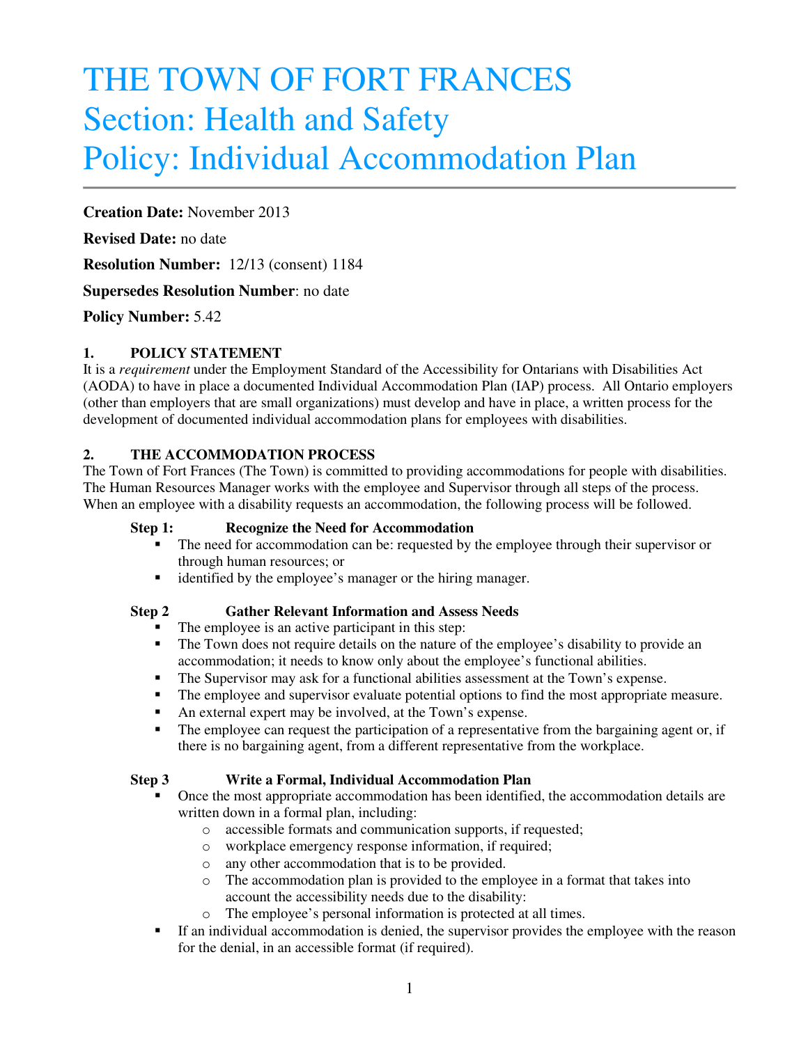# THE TOWN OF FORT FRANCES
# Section: Health and Safety
# Policy: Individual Accommodation Plan

**Creation Date:** November 2013

**Revised Date:** no date

**Resolution Number:** 12/13 (consent) 1184

**Supersedes Resolution Number**: no date

**Policy Number:** 5.42

## 1. POLICY STATEMENT

It is a *requirement* under the Employment Standard of the Accessibility for Ontarians with Disabilities Act (AODA) to have in place a documented Individual Accommodation Plan (IAP) process. All Ontario employers (other than employers that are small organizations) must develop and have in place, a written process for the development of documented individual accommodation plans for employees with disabilities.

## 2. THE ACCOMMODATION PROCESS

The Town of Fort Frances (The Town) is committed to providing accommodations for people with disabilities. The Human Resources Manager works with the employee and Supervisor through all steps of the process. When an employee with a disability requests an accommodation, the following process will be followed.

### Step 1: Recognize the Need for Accommodation

- The need for accommodation can be: requested by the employee through their supervisor or through human resources; or
- identified by the employee's manager or the hiring manager.

### Step 2 Gather Relevant Information and Assess Needs

- The employee is an active participant in this step:
- The Town does not require details on the nature of the employee's disability to provide an accommodation; it needs to know only about the employee's functional abilities.
- The Supervisor may ask for a functional abilities assessment at the Town's expense.
- The employee and supervisor evaluate potential options to find the most appropriate measure.
- An external expert may be involved, at the Town's expense.
- The employee can request the participation of a representative from the bargaining agent or, if there is no bargaining agent, from a different representative from the workplace.

### Step 3 Write a Formal, Individual Accommodation Plan

- Once the most appropriate accommodation has been identified, the accommodation details are written down in a formal plan, including:
  - accessible formats and communication supports, if requested;
  - workplace emergency response information, if required;
  - any other accommodation that is to be provided.
  - The accommodation plan is provided to the employee in a format that takes into account the accessibility needs due to the disability:
  - The employee's personal information is protected at all times.
- If an individual accommodation is denied, the supervisor provides the employee with the reason for the denial, in an accessible format (if required).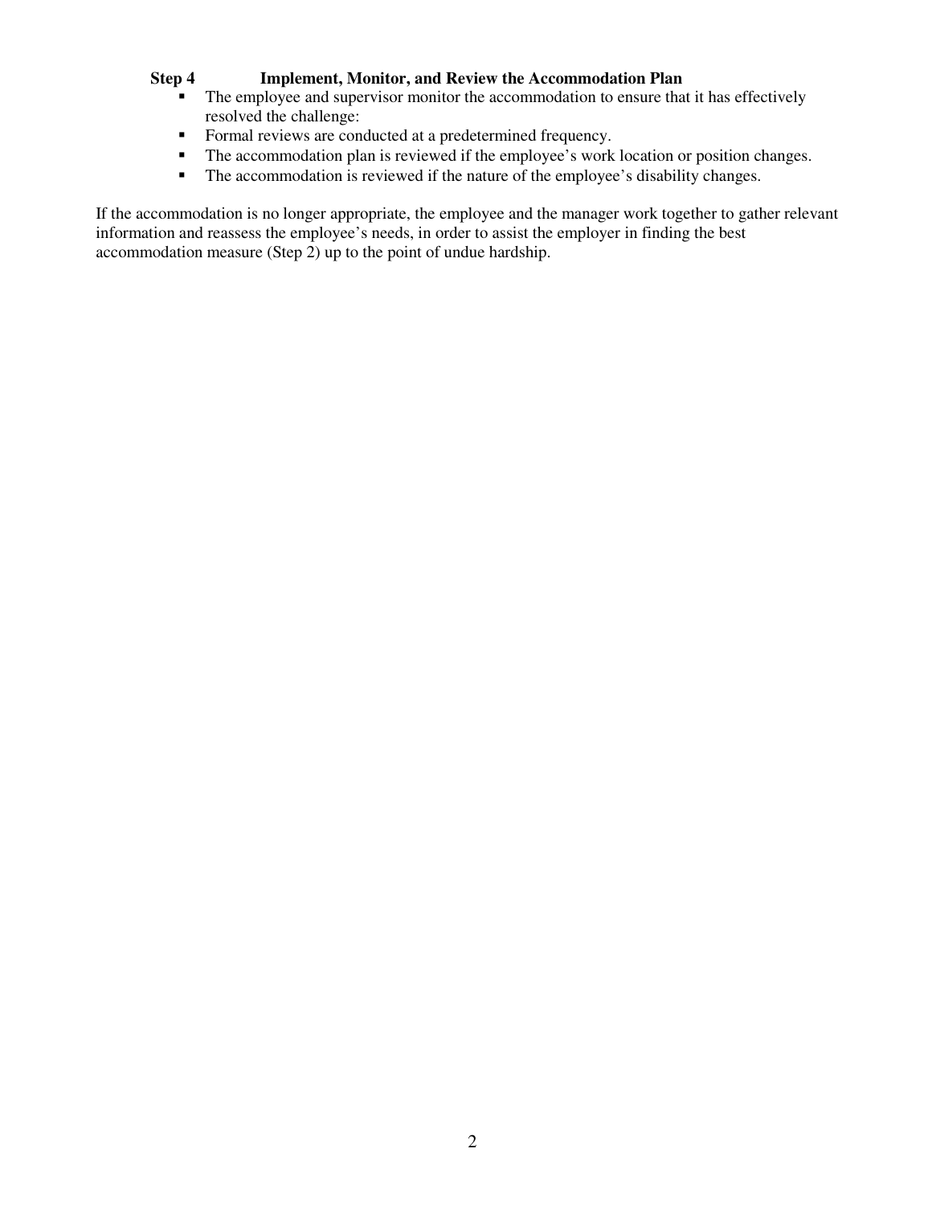**Step 4 Implement, Monitor, and Review the Accommodation Plan**

- The employee and supervisor monitor the accommodation to ensure that it has effectively resolved the challenge:
- Formal reviews are conducted at a predetermined frequency.
- The accommodation plan is reviewed if the employee's work location or position changes.
- The accommodation is reviewed if the nature of the employee's disability changes.

If the accommodation is no longer appropriate, the employee and the manager work together to gather relevant information and reassess the employee's needs, in order to assist the employer in finding the best accommodation measure (Step 2) up to the point of undue hardship.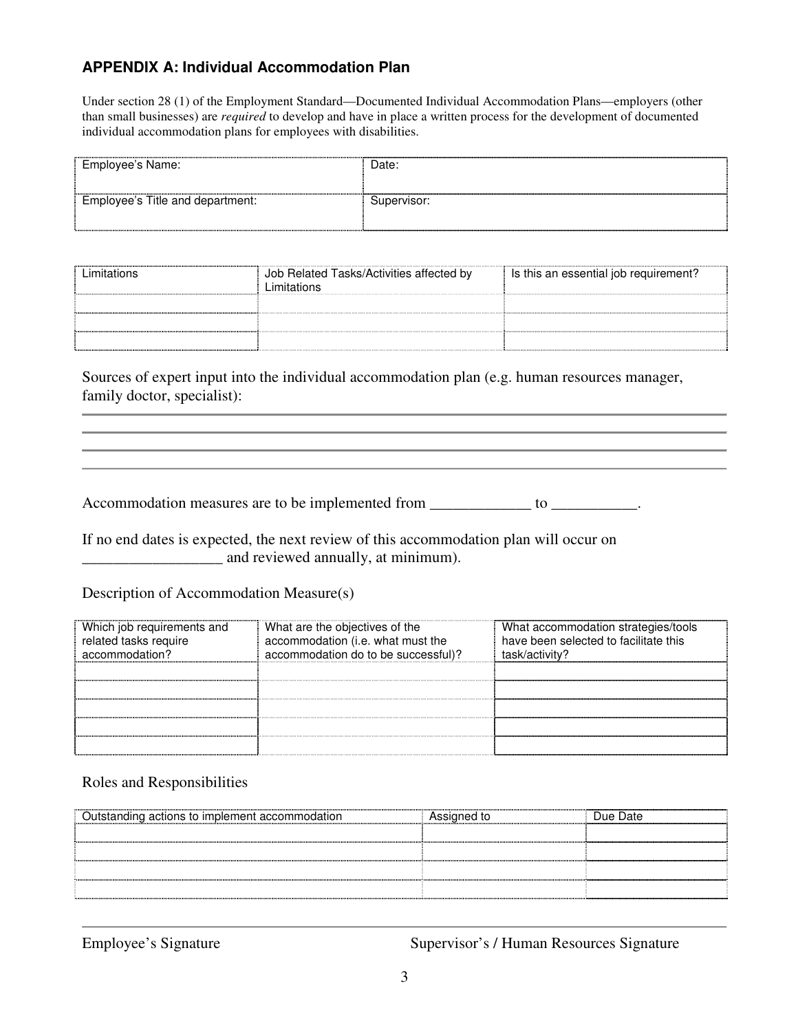### APPENDIX A: Individual Accommodation Plan

Under section 28 (1) of the Employment Standard—Documented Individual Accommodation Plans—employers (other than small businesses) are *required* to develop and have in place a written process for the development of documented individual accommodation plans for employees with disabilities.

| Employee's Name: | Date: |
|---|---|
| Employee's Title and department: | Supervisor: |

| Limitations | Job Related Tasks/Activities affected by Limitations | Is this an essential job requirement? |
|---|---|---|
| | | |
| | | |
| | | |

Sources of expert input into the individual accommodation plan (e.g. human resources manager, family doctor, specialist):

___

___

___

___

Accommodation measures are to be implemented from _____________ to ___________.

If no end dates is expected, the next review of this accommodation plan will occur on __________________ and reviewed annually, at minimum).

Description of Accommodation Measure(s)

| Which job requirements and related tasks require accommodation? | What are the objectives of the accommodation (i.e. what must the accommodation do to be successful)? | What accommodation strategies/tools have been selected to facilitate this task/activity? |
|---|---|---|
| | | |
| | | |
| | | |
| | | |
| | | |

Roles and Responsibilities

| Outstanding actions to implement accommodation | Assigned to | Due Date |
|---|---|---|
| | | |
| | | |
| | | |
| | | |

___

Employee's Signature    Supervisor's / Human Resources Signature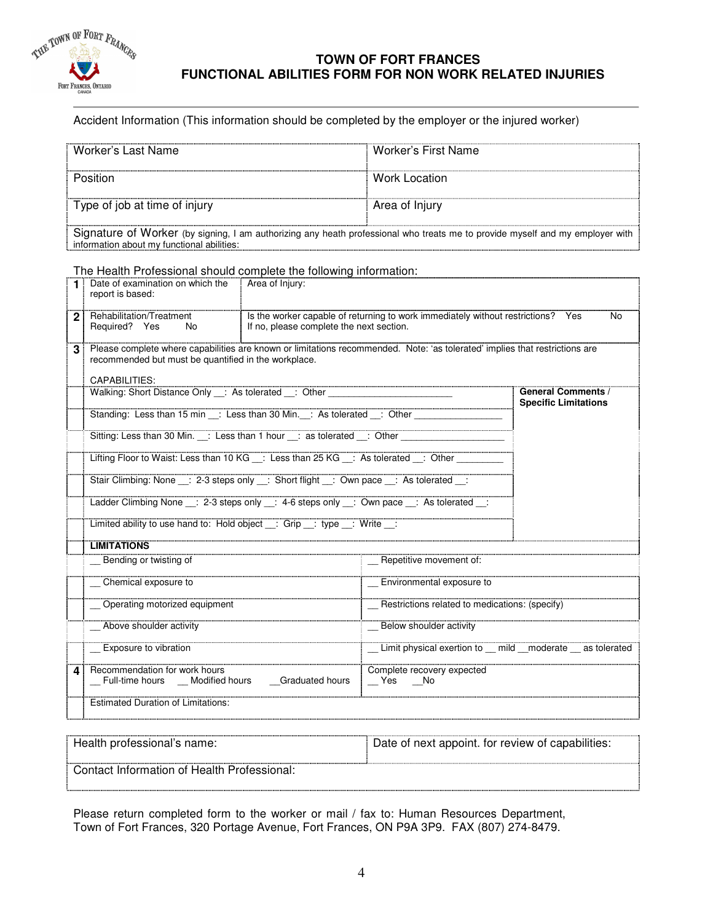# TOWN OF FORT FRANCES
## FUNCTIONAL ABILITIES FORM FOR NON WORK RELATED INJURIES

Accident Information (This information should be completed by the employer or the injured worker)

| | |
|---|---|
| Worker's Last Name | Worker's First Name |
| Position | Work Location |
| Type of job at time of injury | Area of Injury |
| Signature of Worker (by signing, I am authorizing any heath professional who treats me to provide myself and my employer with information about my functional abilities: | |

The Health Professional should complete the following information:

| | | |
|---|---|---|
| 1 | Date of examination on which the report is based: | Area of Injury: |
| 2 | Rehabilitation/Treatment Required? Yes No | Is the worker capable of returning to work immediately without restrictions? Yes No<br>If no, please complete the next section. |

**3** Please complete where capabilities are known or limitations recommended. Note: 'as tolerated' implies that restrictions are recommended but must be quantified in the workplace.

CAPABILITIES:

| | |
|---|---|
| Walking: Short Distance Only __: As tolerated __: Other ______________________ | **General Comments / Specific Limitations** |
| Standing: Less than 15 min __: Less than 30 Min.__: As tolerated __: Other ________________ | |
| Sitting: Less than 30 Min. __: Less than 1 hour __: as tolerated __: Other ___________________ | |
| Lifting Floor to Waist: Less than 10 KG __: Less than 25 KG __: As tolerated __: Other ________ | |
| Stair Climbing: None __: 2-3 steps only __: Short flight __: Own pace __: As tolerated __: | |
| Ladder Climbing None __: 2-3 steps only __: 4-6 steps only __: Own pace __: As tolerated __: | |
| Limited ability to use hand to: Hold object __: Grip __: type __: Write __: | |

**LIMITATIONS**

| | |
|---|---|
| __ Bending or twisting of | __ Repetitive movement of: |
| __ Chemical exposure to | __ Environmental exposure to |
| __ Operating motorized equipment | __ Restrictions related to medications: (specify) |
| __ Above shoulder activity | __ Below shoulder activity |
| __ Exposure to vibration | __ Limit physical exertion to __ mild __moderate __ as tolerated |

| | | |
|---|---|---|
| 4 | Recommendation for work hours<br>__ Full-time hours __ Modified hours __Graduated hours | Complete recovery expected<br>__ Yes __No |
| | Estimated Duration of Limitations: | |

| | |
|---|---|
| Health professional's name: | Date of next appoint. for review of capabilities: |
| Contact Information of Health Professional: | |

Please return completed form to the worker or mail / fax to: Human Resources Department, Town of Fort Frances, 320 Portage Avenue, Fort Frances, ON P9A 3P9. FAX (807) 274-8479.